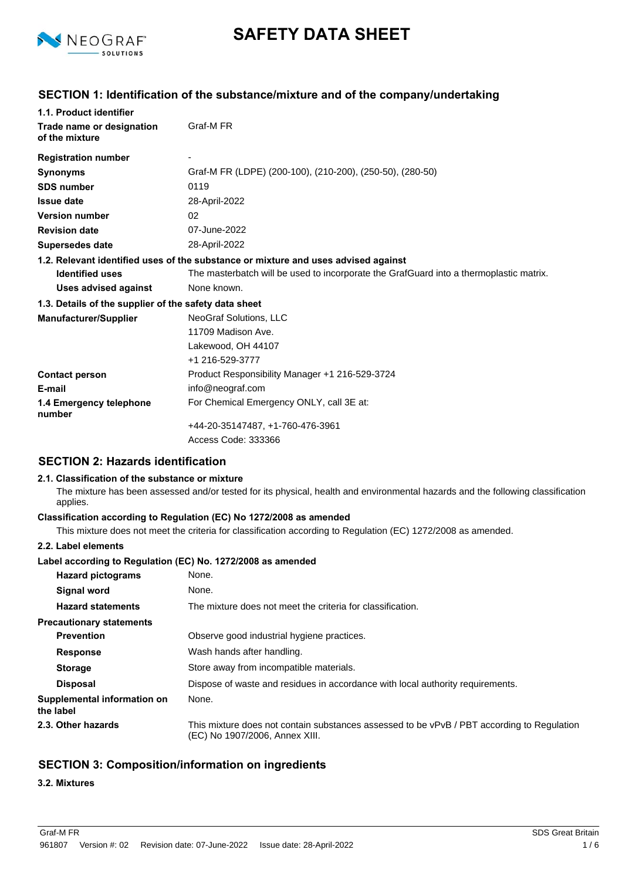# SAFETY DATA SHEET

## SECTION 1: Identification of the substance/mixture and of the company/undertaking

### 1.1. Product identifier

| | |
|---|---|
| **Trade name or designation of the mixture** | Graf-M FR |
| **Registration number** | - |
| **Synonyms** | Graf-M FR (LDPE) (200-100), (210-200), (250-50), (280-50) |
| **SDS number** | 0119 |
| **Issue date** | 28-April-2022 |
| **Version number** | 02 |
| **Revision date** | 07-June-2022 |
| **Supersedes date** | 28-April-2022 |

### 1.2. Relevant identified uses of the substance or mixture and uses advised against

| | |
|---|---|
| **Identified uses** | The masterbatch will be used to incorporate the GrafGuard into a thermoplastic matrix. |
| **Uses advised against** | None known. |

### 1.3. Details of the supplier of the safety data sheet

| | |
|---|---|
| **Manufacturer/Supplier** | NeoGraf Solutions, LLC<br>11709 Madison Ave.<br>Lakewood, OH 44107<br>+1 216-529-3777 |
| **Contact person** | Product Responsibility Manager +1 216-529-3724 |
| **E-mail** | info@neograf.com |
| **1.4 Emergency telephone number** | For Chemical Emergency ONLY, call 3E at:<br>+44-20-35147487, +1-760-476-3961<br>Access Code: 333366 |

## SECTION 2: Hazards identification

### 2.1. Classification of the substance or mixture

The mixture has been assessed and/or tested for its physical, health and environmental hazards and the following classification applies.

**Classification according to Regulation (EC) No 1272/2008 as amended**

This mixture does not meet the criteria for classification according to Regulation (EC) 1272/2008 as amended.

### 2.2. Label elements

**Label according to Regulation (EC) No. 1272/2008 as amended**

| | |
|---|---|
| **Hazard pictograms** | None. |
| **Signal word** | None. |
| **Hazard statements** | The mixture does not meet the criteria for classification. |
| **Precautionary statements** | |
| **Prevention** | Observe good industrial hygiene practices. |
| **Response** | Wash hands after handling. |
| **Storage** | Store away from incompatible materials. |
| **Disposal** | Dispose of waste and residues in accordance with local authority requirements. |
| **Supplemental information on the label** | None. |
| **2.3. Other hazards** | This mixture does not contain substances assessed to be vPvB / PBT according to Regulation (EC) No 1907/2006, Annex XIII. |

## SECTION 3: Composition/information on ingredients

### 3.2. Mixtures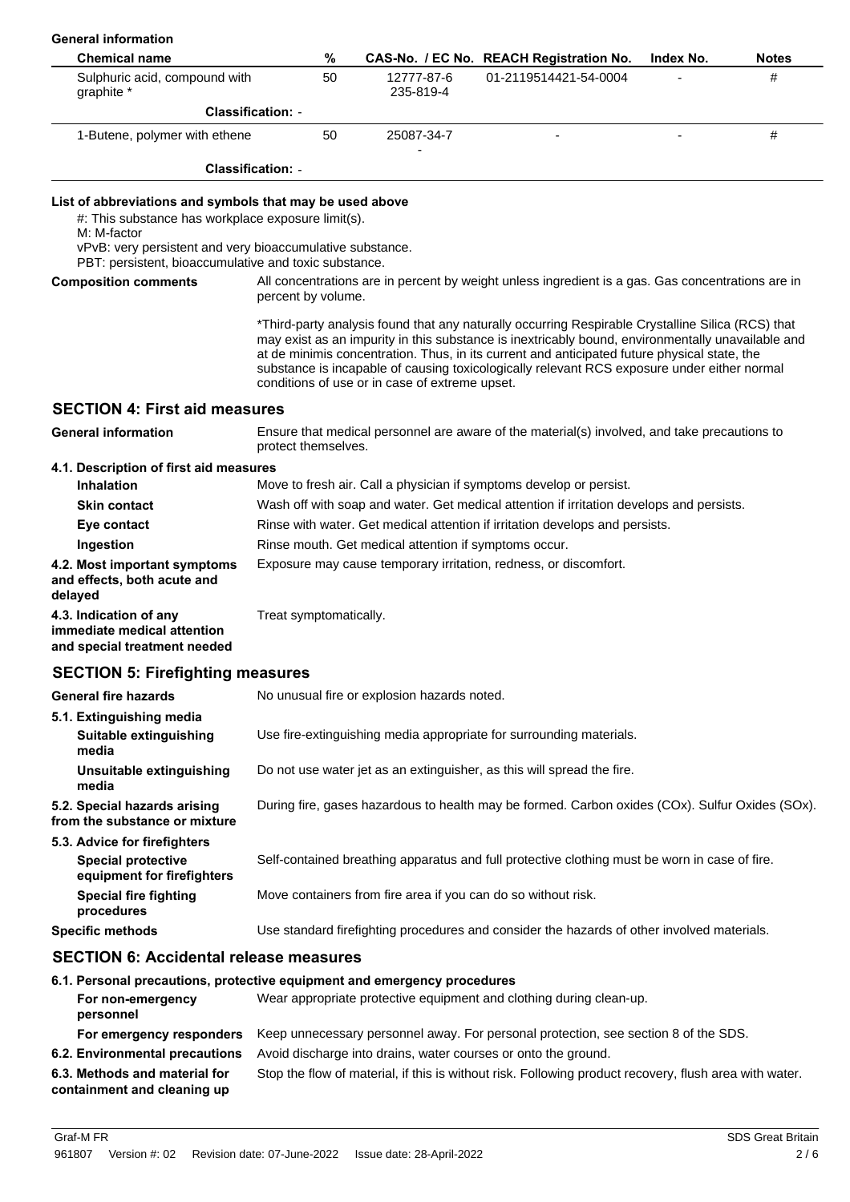**General information**

| Chemical name | % | CAS-No. / EC No. | REACH Registration No. | Index No. | Notes |
|---|---|---|---|---|---|
| Sulphuric acid, compound with graphite * | 50 | 12777-87-6 235-819-4 | 01-2119514421-54-0004 | - | # |
| **Classification:** - | | | | | |
| 1-Butene, polymer with ethene | 50 | 25087-34-7 - | - | - | # |
| **Classification:** - | | | | | |

**List of abbreviations and symbols that may be used above**

#: This substance has workplace exposure limit(s).
M: M-factor
vPvB: very persistent and very bioaccumulative substance.
PBT: persistent, bioaccumulative and toxic substance.

**Composition comments**

All concentrations are in percent by weight unless ingredient is a gas. Gas concentrations are in percent by volume.

*Third-party analysis found that any naturally occurring Respirable Crystalline Silica (RCS) that may exist as an impurity in this substance is inextricably bound, environmentally unavailable and at de minimis concentration. Thus, in its current and anticipated future physical state, the substance is incapable of causing toxicologically relevant RCS exposure under either normal conditions of use or in case of extreme upset.

## SECTION 4: First aid measures

**General information**

Ensure that medical personnel are aware of the material(s) involved, and take precautions to protect themselves.

**4.1. Description of first aid measures**

**Inhalation**
Move to fresh air. Call a physician if symptoms develop or persist.

**Skin contact**
Wash off with soap and water. Get medical attention if irritation develops and persists.

**Eye contact**
Rinse with water. Get medical attention if irritation develops and persists.

**Ingestion**
Rinse mouth. Get medical attention if symptoms occur.

**4.2. Most important symptoms and effects, both acute and delayed**
Exposure may cause temporary irritation, redness, or discomfort.

**4.3. Indication of any immediate medical attention and special treatment needed**
Treat symptomatically.

## SECTION 5: Firefighting measures

**General fire hazards**
No unusual fire or explosion hazards noted.

**5.1. Extinguishing media**

**Suitable extinguishing media**
Use fire-extinguishing media appropriate for surrounding materials.

**Unsuitable extinguishing media**
Do not use water jet as an extinguisher, as this will spread the fire.

**5.2. Special hazards arising from the substance or mixture**
During fire, gases hazardous to health may be formed. Carbon oxides (COx). Sulfur Oxides (SOx).

**5.3. Advice for firefighters**

**Special protective equipment for firefighters**
Self-contained breathing apparatus and full protective clothing must be worn in case of fire.

**Special fire fighting procedures**
Move containers from fire area if you can do so without risk.

**Specific methods**
Use standard firefighting procedures and consider the hazards of other involved materials.

## SECTION 6: Accidental release measures

**6.1. Personal precautions, protective equipment and emergency procedures**

**For non-emergency personnel**
Wear appropriate protective equipment and clothing during clean-up.

**For emergency responders**
Keep unnecessary personnel away. For personal protection, see section 8 of the SDS.

**6.2. Environmental precautions**
Avoid discharge into drains, water courses or onto the ground.

**6.3. Methods and material for containment and cleaning up**
Stop the flow of material, if this is without risk. Following product recovery, flush area with water.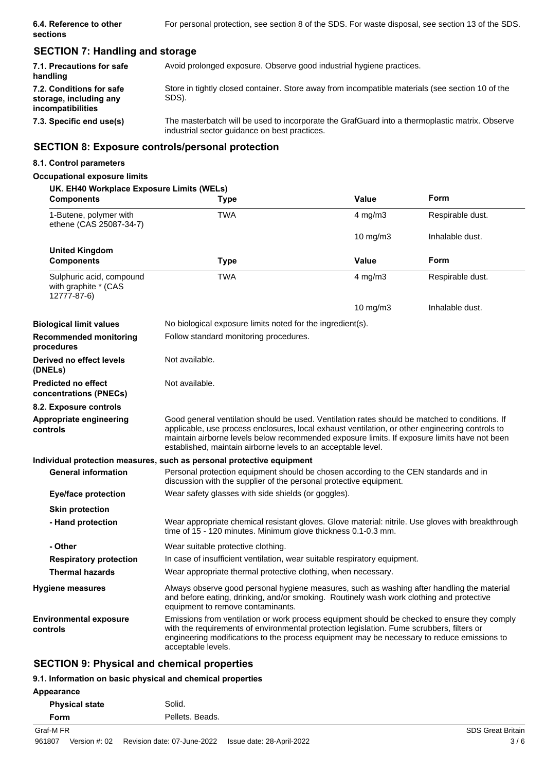| | |
|---|---|
| **6.4. Reference to other sections** | For personal protection, see section 8 of the SDS. For waste disposal, see section 13 of the SDS. |

## SECTION 7: Handling and storage

| | |
|---|---|
| **7.1. Precautions for safe handling** | Avoid prolonged exposure. Observe good industrial hygiene practices. |
| **7.2. Conditions for safe storage, including any incompatibilities** | Store in tightly closed container. Store away from incompatible materials (see section 10 of the SDS). |
| **7.3. Specific end use(s)** | The masterbatch will be used to incorporate the GrafGuard into a thermoplastic matrix. Observe industrial sector guidance on best practices. |

## SECTION 8: Exposure controls/personal protection

### 8.1. Control parameters

**Occupational exposure limits**

**UK. EH40 Workplace Exposure Limits (WELs)**

| Components | Type | Value | Form |
|---|---|---|---|
| 1-Butene, polymer with ethene (CAS 25087-34-7) | TWA | 4 mg/m3 | Respirable dust. |
| | | 10 mg/m3 | Inhalable dust. |

**United Kingdom**

| Components | Type | Value | Form |
|---|---|---|---|
| Sulphuric acid, compound with graphite * (CAS 12777-87-6) | TWA | 4 mg/m3 | Respirable dust. |
| | | 10 mg/m3 | Inhalable dust. |

| | |
|---|---|
| **Biological limit values** | No biological exposure limits noted for the ingredient(s). |
| **Recommended monitoring procedures** | Follow standard monitoring procedures. |
| **Derived no effect levels (DNELs)** | Not available. |
| **Predicted no effect concentrations (PNECs)** | Not available. |

### 8.2. Exposure controls

| | |
|---|---|
| **Appropriate engineering controls** | Good general ventilation should be used. Ventilation rates should be matched to conditions. If applicable, use process enclosures, local exhaust ventilation, or other engineering controls to maintain airborne levels below recommended exposure limits. If exposure limits have not been established, maintain airborne levels to an acceptable level. |

**Individual protection measures, such as personal protective equipment**

| | |
|---|---|
| **General information** | Personal protection equipment should be chosen according to the CEN standards and in discussion with the supplier of the personal protective equipment. |
| **Eye/face protection** | Wear safety glasses with side shields (or goggles). |
| **Skin protection** | |
| **- Hand protection** | Wear appropriate chemical resistant gloves. Glove material: nitrile. Use gloves with breakthrough time of 15 - 120 minutes. Minimum glove thickness 0.1-0.3 mm. |
| **- Other** | Wear suitable protective clothing. |
| **Respiratory protection** | In case of insufficient ventilation, wear suitable respiratory equipment. |
| **Thermal hazards** | Wear appropriate thermal protective clothing, when necessary. |
| **Hygiene measures** | Always observe good personal hygiene measures, such as washing after handling the material and before eating, drinking, and/or smoking. Routinely wash work clothing and protective equipment to remove contaminants. |
| **Environmental exposure controls** | Emissions from ventilation or work process equipment should be checked to ensure they comply with the requirements of environmental protection legislation. Fume scrubbers, filters or engineering modifications to the process equipment may be necessary to reduce emissions to acceptable levels. |

## SECTION 9: Physical and chemical properties

### 9.1. Information on basic physical and chemical properties

**Appearance**

| | |
|---|---|
| **Physical state** | Solid. |
| **Form** | Pellets. Beads. |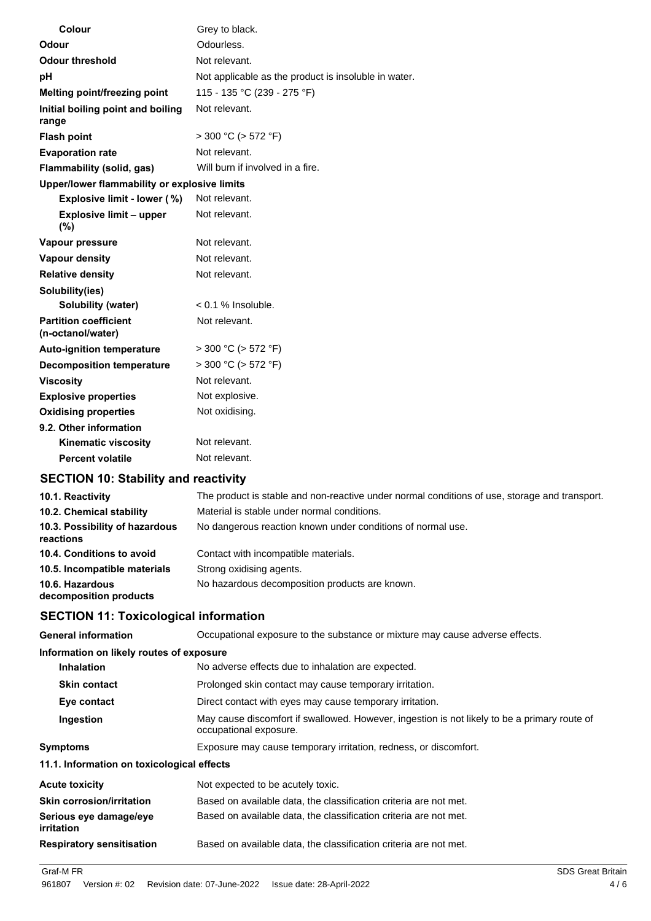| | |
|---|---|
| **Colour** | Grey to black. |
| **Odour** | Odourless. |
| **Odour threshold** | Not relevant. |
| **pH** | Not applicable as the product is insoluble in water. |
| **Melting point/freezing point** | 115 - 135 °C (239 - 275 °F) |
| **Initial boiling point and boiling range** | Not relevant. |
| **Flash point** | > 300 °C (> 572 °F) |
| **Evaporation rate** | Not relevant. |
| **Flammability (solid, gas)** | Will burn if involved in a fire. |
| **Upper/lower flammability or explosive limits** | |
| **Explosive limit - lower ( %)** | Not relevant. |
| **Explosive limit – upper (%)** | Not relevant. |
| **Vapour pressure** | Not relevant. |
| **Vapour density** | Not relevant. |
| **Relative density** | Not relevant. |
| **Solubility(ies)** | |
| **Solubility (water)** | < 0.1 % Insoluble. |
| **Partition coefficient (n-octanol/water)** | Not relevant. |
| **Auto-ignition temperature** | > 300 °C (> 572 °F) |
| **Decomposition temperature** | > 300 °C (> 572 °F) |
| **Viscosity** | Not relevant. |
| **Explosive properties** | Not explosive. |
| **Oxidising properties** | Not oxidising. |
| **9.2. Other information** | |
| **Kinematic viscosity** | Not relevant. |
| **Percent volatile** | Not relevant. |

## SECTION 10: Stability and reactivity

| | |
|---|---|
| **10.1. Reactivity** | The product is stable and non-reactive under normal conditions of use, storage and transport. |
| **10.2. Chemical stability** | Material is stable under normal conditions. |
| **10.3. Possibility of hazardous reactions** | No dangerous reaction known under conditions of normal use. |
| **10.4. Conditions to avoid** | Contact with incompatible materials. |
| **10.5. Incompatible materials** | Strong oxidising agents. |
| **10.6. Hazardous decomposition products** | No hazardous decomposition products are known. |

## SECTION 11: Toxicological information

| | |
|---|---|
| **General information** | Occupational exposure to the substance or mixture may cause adverse effects. |
| **Information on likely routes of exposure** | |
| **Inhalation** | No adverse effects due to inhalation are expected. |
| **Skin contact** | Prolonged skin contact may cause temporary irritation. |
| **Eye contact** | Direct contact with eyes may cause temporary irritation. |
| **Ingestion** | May cause discomfort if swallowed. However, ingestion is not likely to be a primary route of occupational exposure. |
| **Symptoms** | Exposure may cause temporary irritation, redness, or discomfort. |
| **11.1. Information on toxicological effects** | |
| **Acute toxicity** | Not expected to be acutely toxic. |
| **Skin corrosion/irritation** | Based on available data, the classification criteria are not met. |
| **Serious eye damage/eye irritation** | Based on available data, the classification criteria are not met. |
| **Respiratory sensitisation** | Based on available data, the classification criteria are not met. |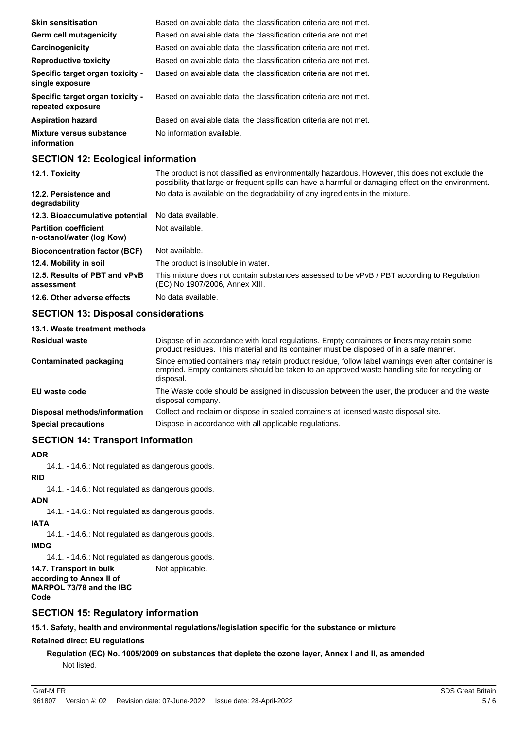| | |
|---|---|
| **Skin sensitisation** | Based on available data, the classification criteria are not met. |
| **Germ cell mutagenicity** | Based on available data, the classification criteria are not met. |
| **Carcinogenicity** | Based on available data, the classification criteria are not met. |
| **Reproductive toxicity** | Based on available data, the classification criteria are not met. |
| **Specific target organ toxicity - single exposure** | Based on available data, the classification criteria are not met. |
| **Specific target organ toxicity - repeated exposure** | Based on available data, the classification criteria are not met. |
| **Aspiration hazard** | Based on available data, the classification criteria are not met. |
| **Mixture versus substance information** | No information available. |

## SECTION 12: Ecological information

| | |
|---|---|
| **12.1. Toxicity** | The product is not classified as environmentally hazardous. However, this does not exclude the possibility that large or frequent spills can have a harmful or damaging effect on the environment. |
| **12.2. Persistence and degradability** | No data is available on the degradability of any ingredients in the mixture. |
| **12.3. Bioaccumulative potential** | No data available. |
| **Partition coefficient n-octanol/water (log Kow)** | Not available. |
| **Bioconcentration factor (BCF)** | Not available. |
| **12.4. Mobility in soil** | The product is insoluble in water. |
| **12.5. Results of PBT and vPvB assessment** | This mixture does not contain substances assessed to be vPvB / PBT according to Regulation (EC) No 1907/2006, Annex XIII. |
| **12.6. Other adverse effects** | No data available. |

## SECTION 13: Disposal considerations

**13.1. Waste treatment methods**

| | |
|---|---|
| **Residual waste** | Dispose of in accordance with local regulations. Empty containers or liners may retain some product residues. This material and its container must be disposed of in a safe manner. |
| **Contaminated packaging** | Since emptied containers may retain product residue, follow label warnings even after container is emptied. Empty containers should be taken to an approved waste handling site for recycling or disposal. |
| **EU waste code** | The Waste code should be assigned in discussion between the user, the producer and the waste disposal company. |
| **Disposal methods/information** | Collect and reclaim or dispose in sealed containers at licensed waste disposal site. |
| **Special precautions** | Dispose in accordance with all applicable regulations. |

## SECTION 14: Transport information

**ADR**

14.1. - 14.6.: Not regulated as dangerous goods.

**RID**

14.1. - 14.6.: Not regulated as dangerous goods.

**ADN**

14.1. - 14.6.: Not regulated as dangerous goods.

**IATA**

14.1. - 14.6.: Not regulated as dangerous goods.

**IMDG**

14.1. - 14.6.: Not regulated as dangerous goods.

| | |
|---|---|
| **14.7. Transport in bulk according to Annex II of MARPOL 73/78 and the IBC Code** | Not applicable. |

## SECTION 15: Regulatory information

**15.1. Safety, health and environmental regulations/legislation specific for the substance or mixture**

**Retained direct EU regulations**

**Regulation (EC) No. 1005/2009 on substances that deplete the ozone layer, Annex I and II, as amended**

Not listed.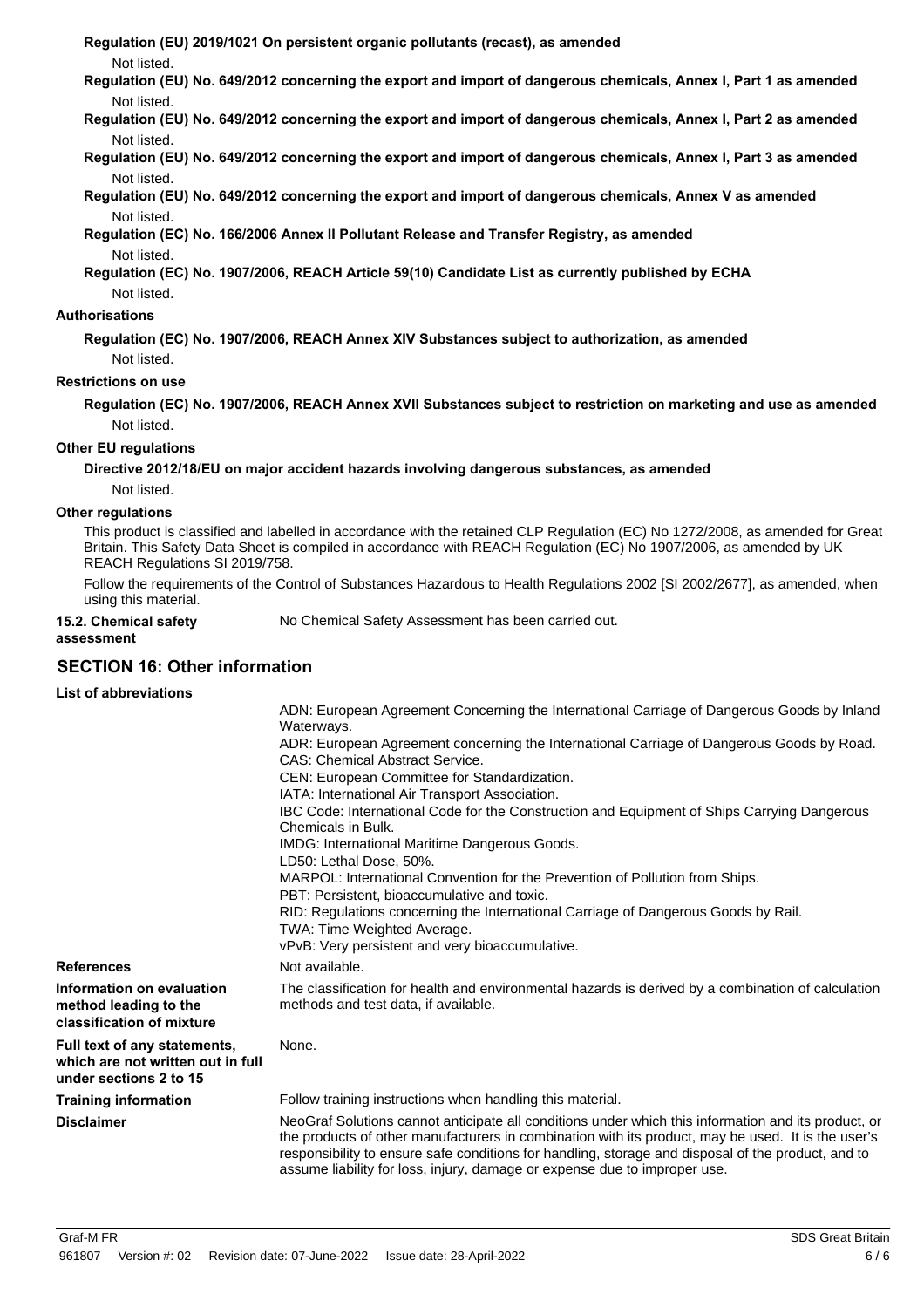**Regulation (EU) 2019/1021 On persistent organic pollutants (recast), as amended**

Not listed.

**Regulation (EU) No. 649/2012 concerning the export and import of dangerous chemicals, Annex I, Part 1 as amended**

Not listed.

**Regulation (EU) No. 649/2012 concerning the export and import of dangerous chemicals, Annex I, Part 2 as amended**

Not listed.

**Regulation (EU) No. 649/2012 concerning the export and import of dangerous chemicals, Annex I, Part 3 as amended**

Not listed.

**Regulation (EU) No. 649/2012 concerning the export and import of dangerous chemicals, Annex V as amended**

Not listed.

**Regulation (EC) No. 166/2006 Annex II Pollutant Release and Transfer Registry, as amended**

Not listed.

**Regulation (EC) No. 1907/2006, REACH Article 59(10) Candidate List as currently published by ECHA**

Not listed.

**Authorisations**

**Regulation (EC) No. 1907/2006, REACH Annex XIV Substances subject to authorization, as amended**

Not listed.

**Restrictions on use**

**Regulation (EC) No. 1907/2006, REACH Annex XVII Substances subject to restriction on marketing and use as amended**

Not listed.

**Other EU regulations**

**Directive 2012/18/EU on major accident hazards involving dangerous substances, as amended**

Not listed.

**Other regulations**

This product is classified and labelled in accordance with the retained CLP Regulation (EC) No 1272/2008, as amended for Great Britain. This Safety Data Sheet is compiled in accordance with REACH Regulation (EC) No 1907/2006, as amended by UK REACH Regulations SI 2019/758.

Follow the requirements of the Control of Substances Hazardous to Health Regulations 2002 [SI 2002/2677], as amended, when using this material.

**15.2. Chemical safety assessment** No Chemical Safety Assessment has been carried out.

## SECTION 16: Other information

**List of abbreviations**

ADN: European Agreement Concerning the International Carriage of Dangerous Goods by Inland Waterways.
ADR: European Agreement concerning the International Carriage of Dangerous Goods by Road.
CAS: Chemical Abstract Service.
CEN: European Committee for Standardization.
IATA: International Air Transport Association.
IBC Code: International Code for the Construction and Equipment of Ships Carrying Dangerous Chemicals in Bulk.
IMDG: International Maritime Dangerous Goods.
LD50: Lethal Dose, 50%.
MARPOL: International Convention for the Prevention of Pollution from Ships.
PBT: Persistent, bioaccumulative and toxic.
RID: Regulations concerning the International Carriage of Dangerous Goods by Rail.
TWA: Time Weighted Average.
vPvB: Very persistent and very bioaccumulative.

**References** Not available.

**Information on evaluation method leading to the classification of mixture** The classification for health and environmental hazards is derived by a combination of calculation methods and test data, if available.

**Full text of any statements, which are not written out in full under sections 2 to 15** None.

**Training information** Follow training instructions when handling this material.

**Disclaimer** NeoGraf Solutions cannot anticipate all conditions under which this information and its product, or the products of other manufacturers in combination with its product, may be used. It is the user's responsibility to ensure safe conditions for handling, storage and disposal of the product, and to assume liability for loss, injury, damage or expense due to improper use.